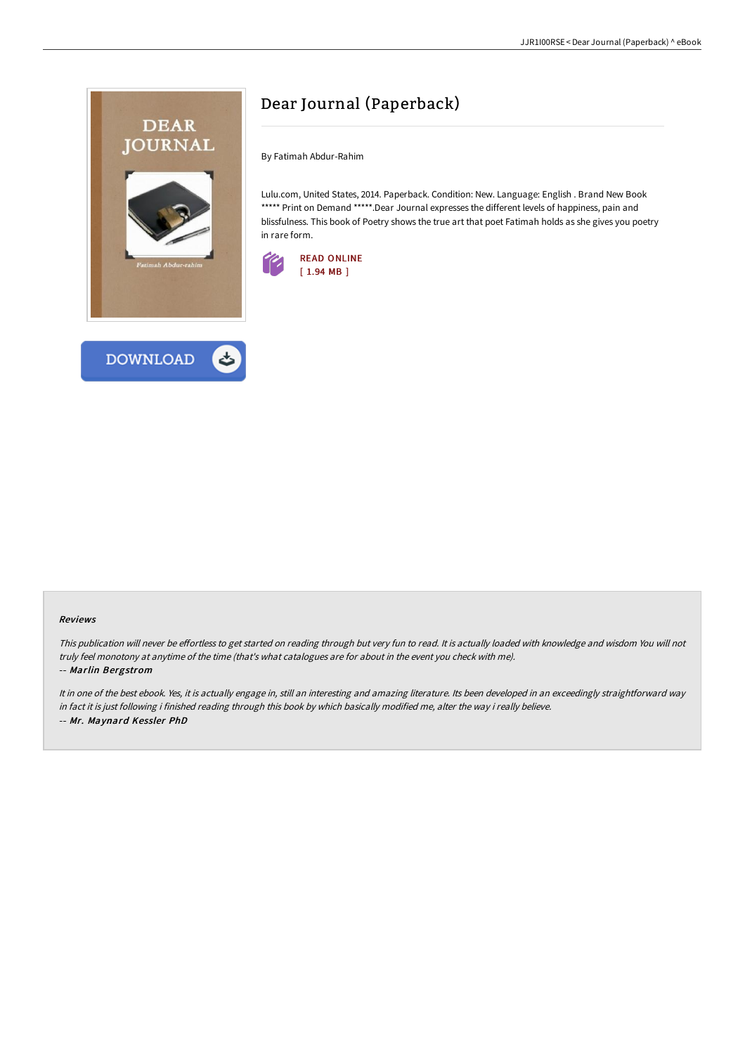# Dear Journal (Paperback)

By Fatimah Abdur-Rahim

Lulu.com, United States, 2014. Paperback. Condition: New. Language: English . Brand New Book ***** Print on Demand *****.Dear Journal expresses the different levels of happiness, pain and blissfulness. This book of Poetry shows the true art that poet Fatimah holds as she gives you poetry in rare form.

READ ONLINE
[ 1.94 MB ]

DOWNLOAD

### Reviews

*This publication will never be effortless to get started on reading through but very fun to read. It is actually loaded with knowledge and wisdom You will not truly feel monotony at anytime of the time (that's what catalogues are for about in the event you check with me).*

*-- **Marlin Bergstrom***

*It in one of the best ebook. Yes, it is actually engage in, still an interesting and amazing literature. Its been developed in an exceedingly straightforward way in fact it is just following i finished reading through this book by which basically modified me, alter the way i really believe.*

*-- **Mr. Maynard Kessler PhD***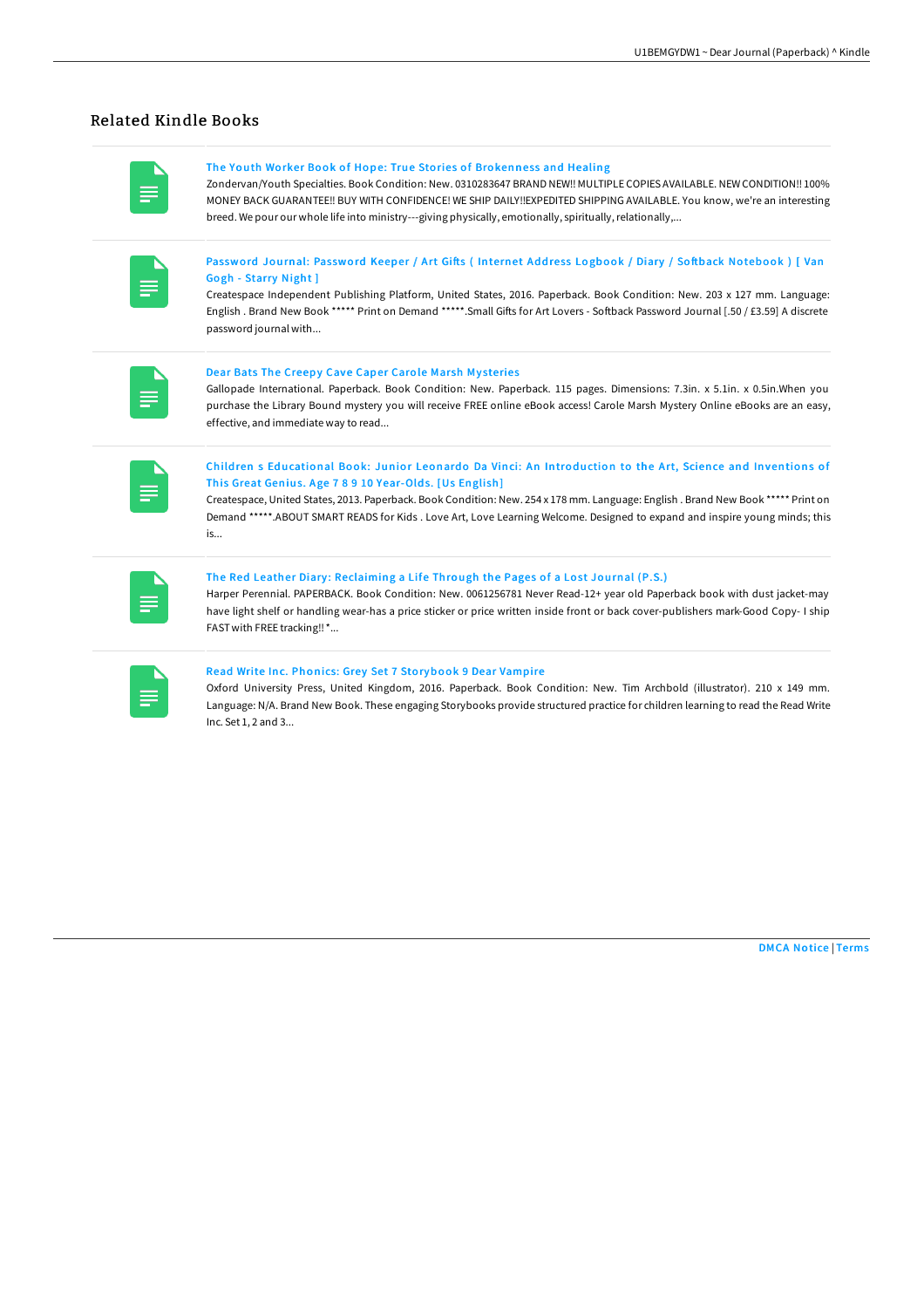## Related Kindle Books

### The Youth Worker Book of Hope: True Stories of Brokenness and Healing

Zondervan/Youth Specialties. Book Condition: New. 0310283647 BRAND NEW!! MULTIPLE COPIES AVAILABLE. NEW CONDITION!! 100% MONEY BACK GUARANTEE!! BUY WITH CONFIDENCE! WE SHIP DAILY!!EXPEDITED SHIPPING AVAILABLE. You know, we're an interesting breed. We pour our whole life into ministry---giving physically, emotionally, spiritually, relationally,...

### Password Journal: Password Keeper / Art Gifts ( Internet Address Logbook / Diary / Softback Notebook ) [ Van Gogh - Starry Night ]

Createspace Independent Publishing Platform, United States, 2016. Paperback. Book Condition: New. 203 x 127 mm. Language: English . Brand New Book ***** Print on Demand *****.Small Gifts for Art Lovers - Softback Password Journal [.50 / £3.59] A discrete password journal with...

### Dear Bats The Creepy Cave Caper Carole Marsh Mysteries

Gallopade International. Paperback. Book Condition: New. Paperback. 115 pages. Dimensions: 7.3in. x 5.1in. x 0.5in.When you purchase the Library Bound mystery you will receive FREE online eBook access! Carole Marsh Mystery Online eBooks are an easy, effective, and immediate way to read...

### Children s Educational Book: Junior Leonardo Da Vinci: An Introduction to the Art, Science and Inventions of This Great Genius. Age 7 8 9 10 Year-Olds. [Us English]

Createspace, United States, 2013. Paperback. Book Condition: New. 254 x 178 mm. Language: English . Brand New Book ***** Print on Demand *****.ABOUT SMART READS for Kids . Love Art, Love Learning Welcome. Designed to expand and inspire young minds; this is...

### The Red Leather Diary: Reclaiming a Life Through the Pages of a Lost Journal (P.S.)

Harper Perennial. PAPERBACK. Book Condition: New. 0061256781 Never Read-12+ year old Paperback book with dust jacket-may have light shelf or handling wear-has a price sticker or price written inside front or back cover-publishers mark-Good Copy- I ship FAST with FREE tracking!! *...

### Read Write Inc. Phonics: Grey Set 7 Storybook 9 Dear Vampire

Oxford University Press, United Kingdom, 2016. Paperback. Book Condition: New. Tim Archbold (illustrator). 210 x 149 mm. Language: N/A. Brand New Book. These engaging Storybooks provide structured practice for children learning to read the Read Write Inc. Set 1, 2 and 3...